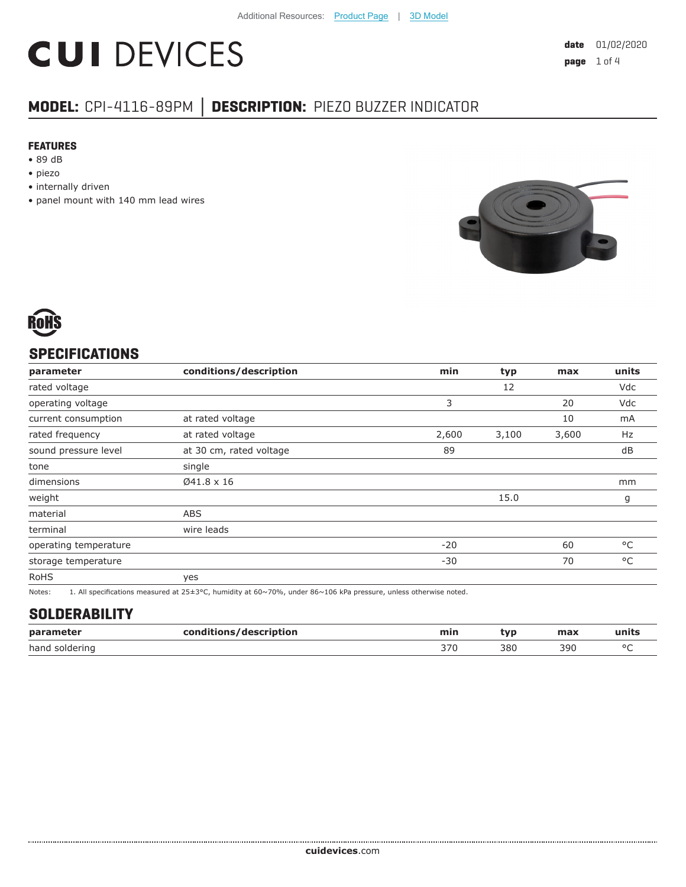Additional Resources: Product Page | 3D Model

# CUI DEVICES

**date** 01/02/2020

## MODEL: CPI-4116-89PM │ DESCRIPTION: PIEZO BUZZER INDICATOR

### FEATURES
- 89 dB
- piezo
- internally driven
- panel mount with 140 mm lead wires

RoHS

## SPECIFICATIONS

| parameter | conditions/description | min | typ | max | units |
|---|---|---|---|---|---|
| rated voltage | | | 12 | | Vdc |
| operating voltage | | 3 | | 20 | Vdc |
| current consumption | at rated voltage | | | 10 | mA |
| rated frequency | at rated voltage | 2,600 | 3,100 | 3,600 | Hz |
| sound pressure level | at 30 cm, rated voltage | 89 | | | dB |
| tone | single | | | | |
| dimensions | Ø41.8 x 16 | | | | mm |
| weight | | | 15.0 | | g |
| material | ABS | | | | |
| terminal | wire leads | | | | |
| operating temperature | | -20 | | 60 | °C |
| storage temperature | | -30 | | 70 | °C |
| RoHS | yes | | | | |

Notes: 1. All specifications measured at 25±3°C, humidity at 60~70%, under 86~106 kPa pressure, unless otherwise noted.

## SOLDERABILITY

| parameter | conditions/description | min | typ | max | units |
|---|---|---|---|---|---|
| hand soldering | | 370 | 380 | 390 | °C |

**cuidevices**.com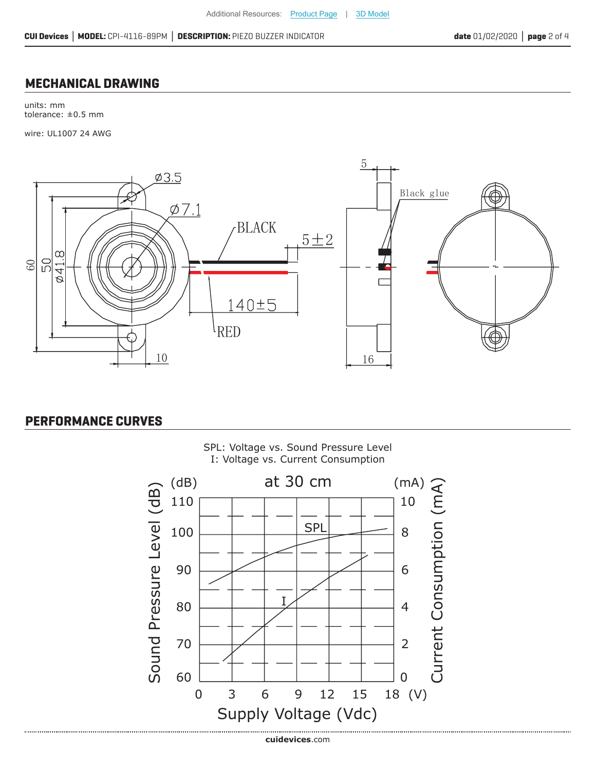## MECHANICAL DRAWING

units: mm
tolerance: ±0.5 mm

wire: UL1007 24 AWG

## PERFORMANCE CURVES

SPL: Voltage vs. Sound Pressure Level
I: Voltage vs. Current Consumption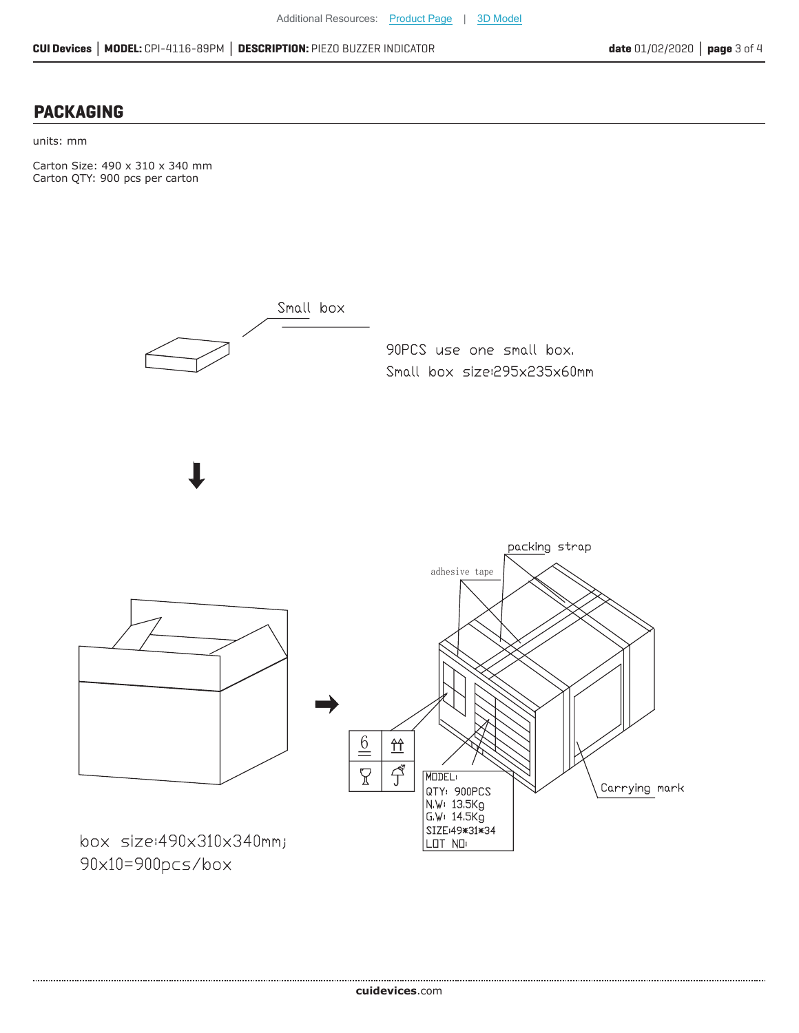## PACKAGING

units: mm

Carton Size: 490 x 310 x 340 mm
Carton QTY: 900 pcs per carton

Small box

90PCS use one small box.
Small box size:295x235x60mm

box size:490x310x340mm;
90x10=900pcs/box

packing strap

adhesive tape

MODEL:
QTY: 900PCS
N.W: 13.5Kg
G.W: 14.5Kg
SIZE:49*31*34
LOT NO:

Carrying mark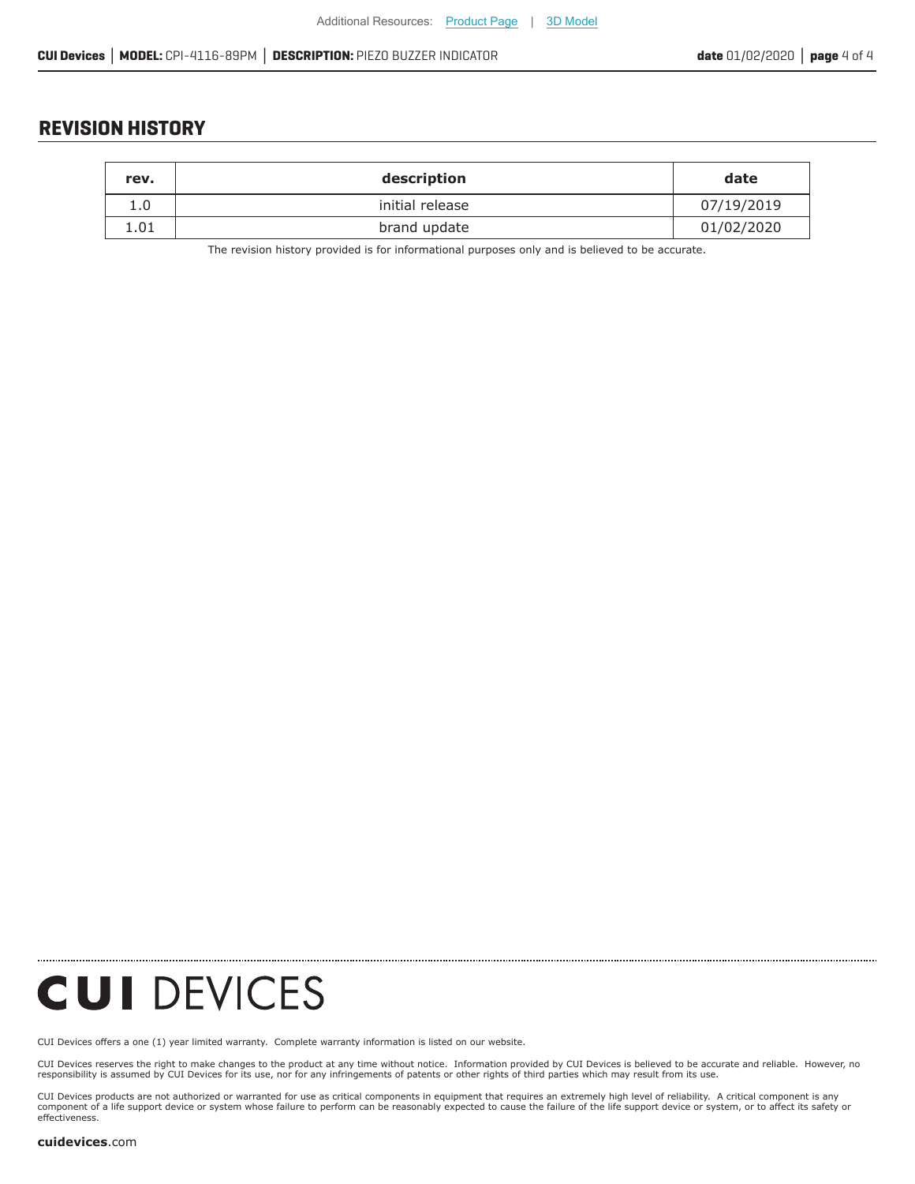## REVISION HISTORY

| rev. | description | date |
|---|---|---|
| 1.0 | initial release | 07/19/2019 |
| 1.01 | brand update | 01/02/2020 |

The revision history provided is for informational purposes only and is believed to be accurate.

**CUI** DEVICES

CUI Devices offers a one (1) year limited warranty. Complete warranty information is listed on our website.

CUI Devices reserves the right to make changes to the product at any time without notice. Information provided by CUI Devices is believed to be accurate and reliable. However, no responsibility is assumed by CUI Devices for its use, nor for any infringements of patents or other rights of third parties which may result from its use.

CUI Devices products are not authorized or warranted for use as critical components in equipment that requires an extremely high level of reliability. A critical component is any component of a life support device or system whose failure to perform can be reasonably expected to cause the failure of the life support device or system, or to affect its safety or effectiveness.

**cuidevices**.com